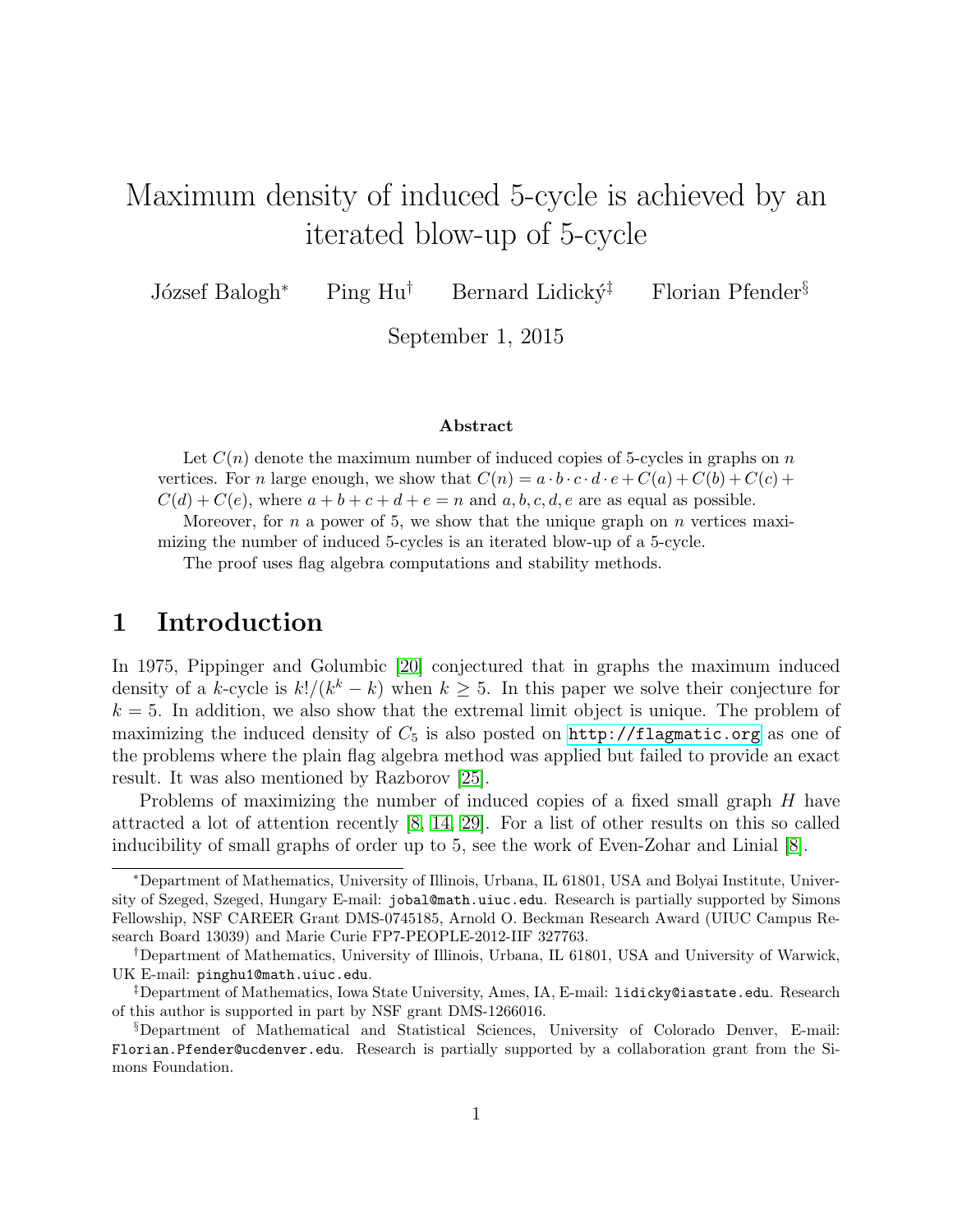# Maximum density of induced 5-cycle is achieved by an iterated blow-up of 5-cycle

József Balogh[*] Ping Hu[†] Bernard Lidický[‡] Florian Pfender[§]

September 1, 2015

### Abstract

Let $C(n)$ denote the maximum number of induced copies of 5-cycles in graphs on $n$ vertices. For $n$ large enough, we show that $C(n) = a \cdot b \cdot c \cdot d \cdot e + C(a) + C(b) + C(c) + C(d) + C(e)$, where $a + b + c + d + e = n$ and $a, b, c, d, e$ are as equal as possible.

Moreover, for $n$ a power of 5, we show that the unique graph on $n$ vertices maximizing the number of induced 5-cycles is an iterated blow-up of a 5-cycle.

The proof uses flag algebra computations and stability methods.

## 1 Introduction

In 1975, Pippinger and Golumbic [20] conjectured that in graphs the maximum induced density of a $k$-cycle is $k!/(k^k - k)$ when $k \geq 5$. In this paper we solve their conjecture for $k = 5$. In addition, we also show that the extremal limit object is unique. The problem of maximizing the induced density of $C_5$ is also posted on http://flagmatic.org as one of the problems where the plain flag algebra method was applied but failed to provide an exact result. It was also mentioned by Razborov [25].

Problems of maximizing the number of induced copies of a fixed small graph $H$ have attracted a lot of attention recently [8, 14, 29]. For a list of other results on this so called inducibility of small graphs of order up to 5, see the work of Even-Zohar and Linial [8].

---

[*] Department of Mathematics, University of Illinois, Urbana, IL 61801, USA and Bolyai Institute, University of Szeged, Szeged, Hungary E-mail: jobal@math.uiuc.edu. Research is partially supported by Simons Fellowship, NSF CAREER Grant DMS-0745185, Arnold O. Beckman Research Award (UIUC Campus Research Board 13039) and Marie Curie FP7-PEOPLE-2012-IIF 327763.

[†] Department of Mathematics, University of Illinois, Urbana, IL 61801, USA and University of Warwick, UK E-mail: pinghu1@math.uiuc.edu.

[‡] Department of Mathematics, Iowa State University, Ames, IA, E-mail: lidicky@iastate.edu. Research of this author is supported in part by NSF grant DMS-1266016.

[§] Department of Mathematical and Statistical Sciences, University of Colorado Denver, E-mail: Florian.Pfender@ucdenver.edu. Research is partially supported by a collaboration grant from the Simons Foundation.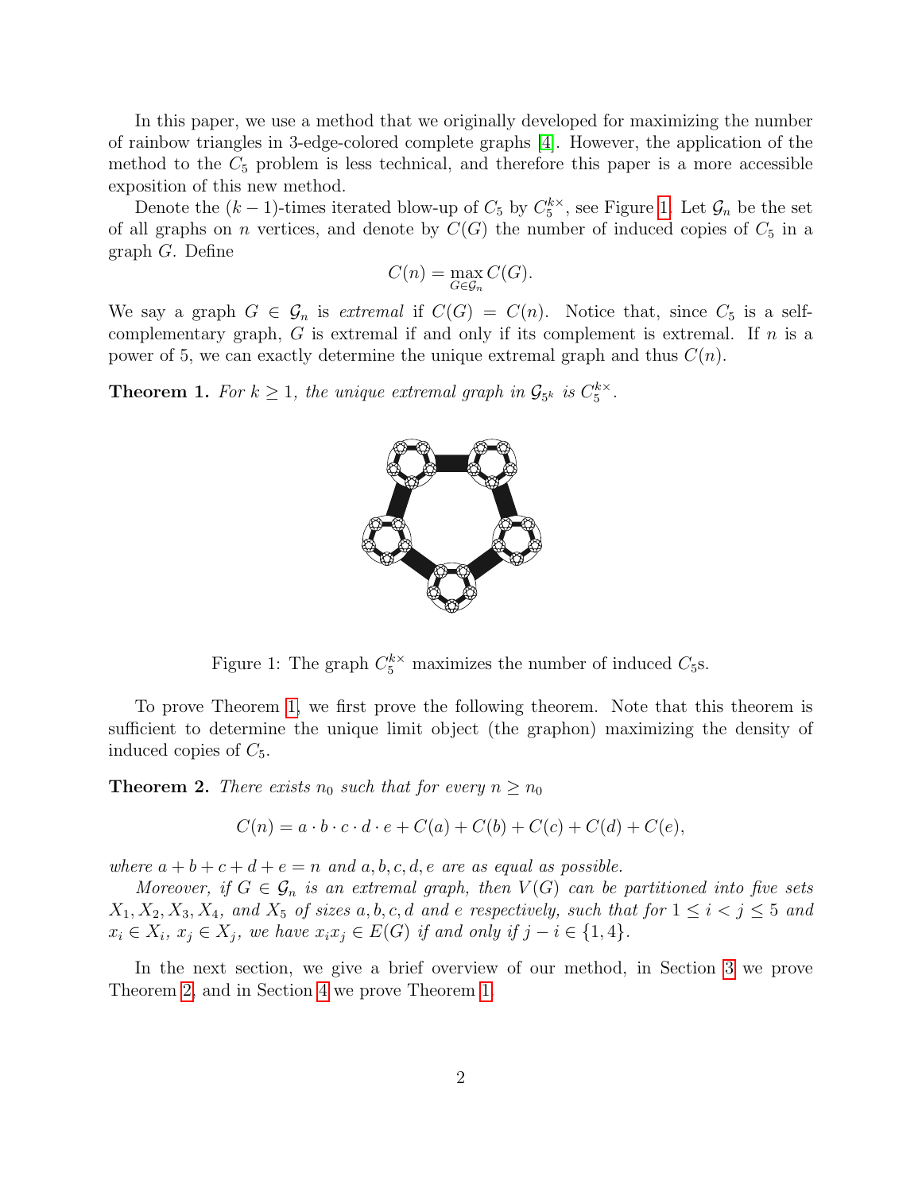In this paper, we use a method that we originally developed for maximizing the number of rainbow triangles in 3-edge-colored complete graphs [4]. However, the application of the method to the $C_5$ problem is less technical, and therefore this paper is a more accessible exposition of this new method.

Denote the $(k-1)$-times iterated blow-up of $C_5$ by $C_5^{k\times}$, see Figure 1. Let $\mathcal{G}_n$ be the set of all graphs on $n$ vertices, and denote by $C(G)$ the number of induced copies of $C_5$ in a graph $G$. Define

$$C(n) = \max_{G \in \mathcal{G}_n} C(G).$$

We say a graph $G \in \mathcal{G}_n$ is *extremal* if $C(G) = C(n)$. Notice that, since $C_5$ is a self-complementary graph, $G$ is extremal if and only if its complement is extremal. If $n$ is a power of 5, we can exactly determine the unique extremal graph and thus $C(n)$.

**Theorem 1.** *For $k \geq 1$, the unique extremal graph in $\mathcal{G}_{5^k}$ is $C_5^{k\times}$.*

Figure 1: The graph $C_5^{k\times}$ maximizes the number of induced $C_5$s.

To prove Theorem 1, we first prove the following theorem. Note that this theorem is sufficient to determine the unique limit object (the graphon) maximizing the density of induced copies of $C_5$.

**Theorem 2.** *There exists $n_0$ such that for every $n \geq n_0$*

$$C(n) = a \cdot b \cdot c \cdot d \cdot e + C(a) + C(b) + C(c) + C(d) + C(e),$$

*where $a + b + c + d + e = n$ and $a, b, c, d, e$ are as equal as possible.*

*Moreover, if $G \in \mathcal{G}_n$ is an extremal graph, then $V(G)$ can be partitioned into five sets $X_1, X_2, X_3, X_4$, and $X_5$ of sizes $a, b, c, d$ and $e$ respectively, such that for $1 \leq i < j \leq 5$ and $x_i \in X_i$, $x_j \in X_j$, we have $x_i x_j \in E(G)$ if and only if $j - i \in \{1, 4\}$.*

In the next section, we give a brief overview of our method, in Section 3 we prove Theorem 2, and in Section 4 we prove Theorem 1.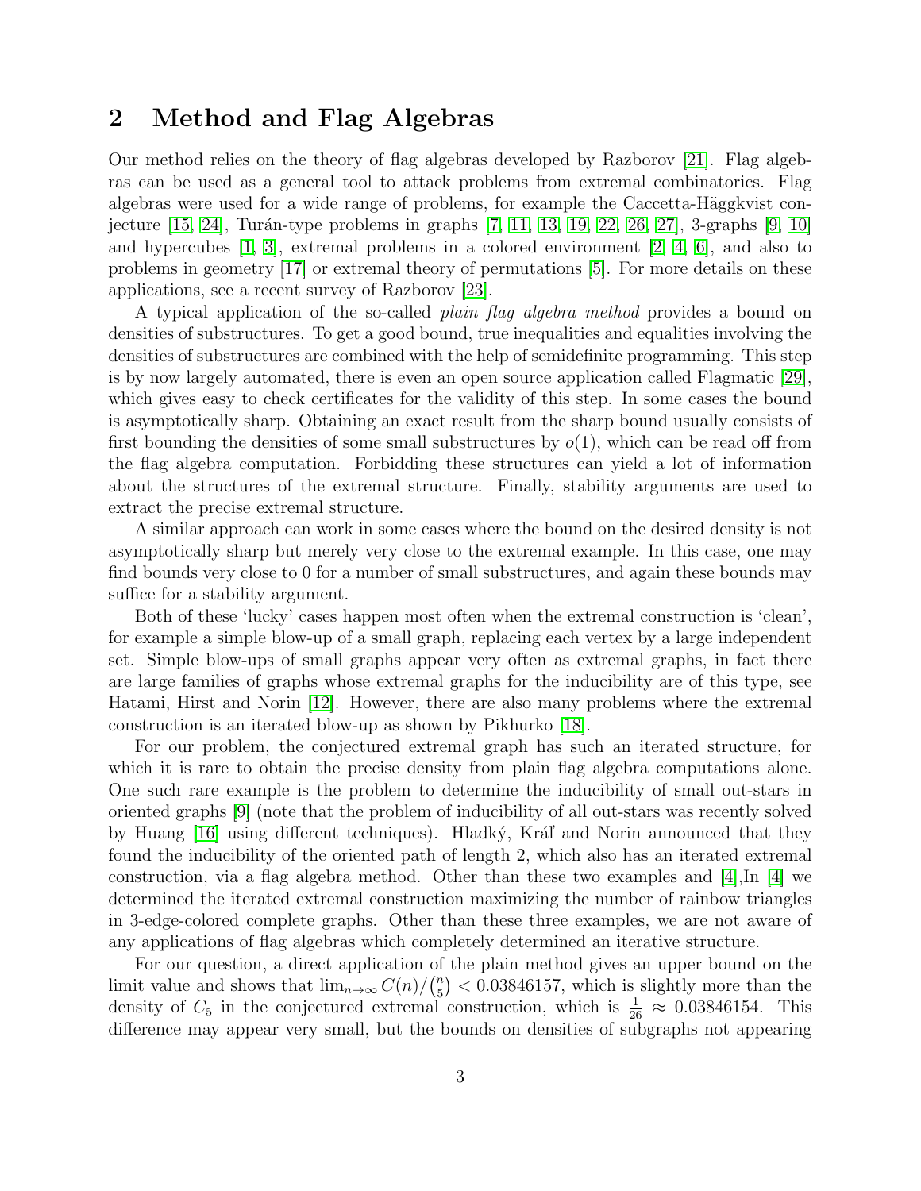## 2 Method and Flag Algebras

Our method relies on the theory of flag algebras developed by Razborov [21]. Flag algebras can be used as a general tool to attack problems from extremal combinatorics. Flag algebras were used for a wide range of problems, for example the Caccetta-Häggkvist conjecture [15, 24], Turán-type problems in graphs [7, 11, 13, 19, 22, 26, 27], 3-graphs [9, 10] and hypercubes [1, 3], extremal problems in a colored environment [2, 4, 6], and also to problems in geometry [17] or extremal theory of permutations [5]. For more details on these applications, see a recent survey of Razborov [23].

A typical application of the so-called *plain flag algebra method* provides a bound on densities of substructures. To get a good bound, true inequalities and equalities involving the densities of substructures are combined with the help of semidefinite programming. This step is by now largely automated, there is even an open source application called Flagmatic [29], which gives easy to check certificates for the validity of this step. In some cases the bound is asymptotically sharp. Obtaining an exact result from the sharp bound usually consists of first bounding the densities of some small substructures by $o(1)$, which can be read off from the flag algebra computation. Forbidding these structures can yield a lot of information about the structures of the extremal structure. Finally, stability arguments are used to extract the precise extremal structure.

A similar approach can work in some cases where the bound on the desired density is not asymptotically sharp but merely very close to the extremal example. In this case, one may find bounds very close to 0 for a number of small substructures, and again these bounds may suffice for a stability argument.

Both of these 'lucky' cases happen most often when the extremal construction is 'clean', for example a simple blow-up of a small graph, replacing each vertex by a large independent set. Simple blow-ups of small graphs appear very often as extremal graphs, in fact there are large families of graphs whose extremal graphs for the inducibility are of this type, see Hatami, Hirst and Norin [12]. However, there are also many problems where the extremal construction is an iterated blow-up as shown by Pikhurko [18].

For our problem, the conjectured extremal graph has such an iterated structure, for which it is rare to obtain the precise density from plain flag algebra computations alone. One such rare example is the problem to determine the inducibility of small out-stars in oriented graphs [9] (note that the problem of inducibility of all out-stars was recently solved by Huang [16] using different techniques). Hladký, Král' and Norin announced that they found the inducibility of the oriented path of length 2, which also has an iterated extremal construction, via a flag algebra method. Other than these two examples and [4],In [4] we determined the iterated extremal construction maximizing the number of rainbow triangles in 3-edge-colored complete graphs. Other than these three examples, we are not aware of any applications of flag algebras which completely determined an iterative structure.

For our question, a direct application of the plain method gives an upper bound on the limit value and shows that $\lim_{n\to\infty} C(n)/\binom{n}{5} < 0.03846157$, which is slightly more than the density of $C_5$ in the conjectured extremal construction, which is $\frac{1}{26} \approx 0.03846154$. This difference may appear very small, but the bounds on densities of subgraphs not appearing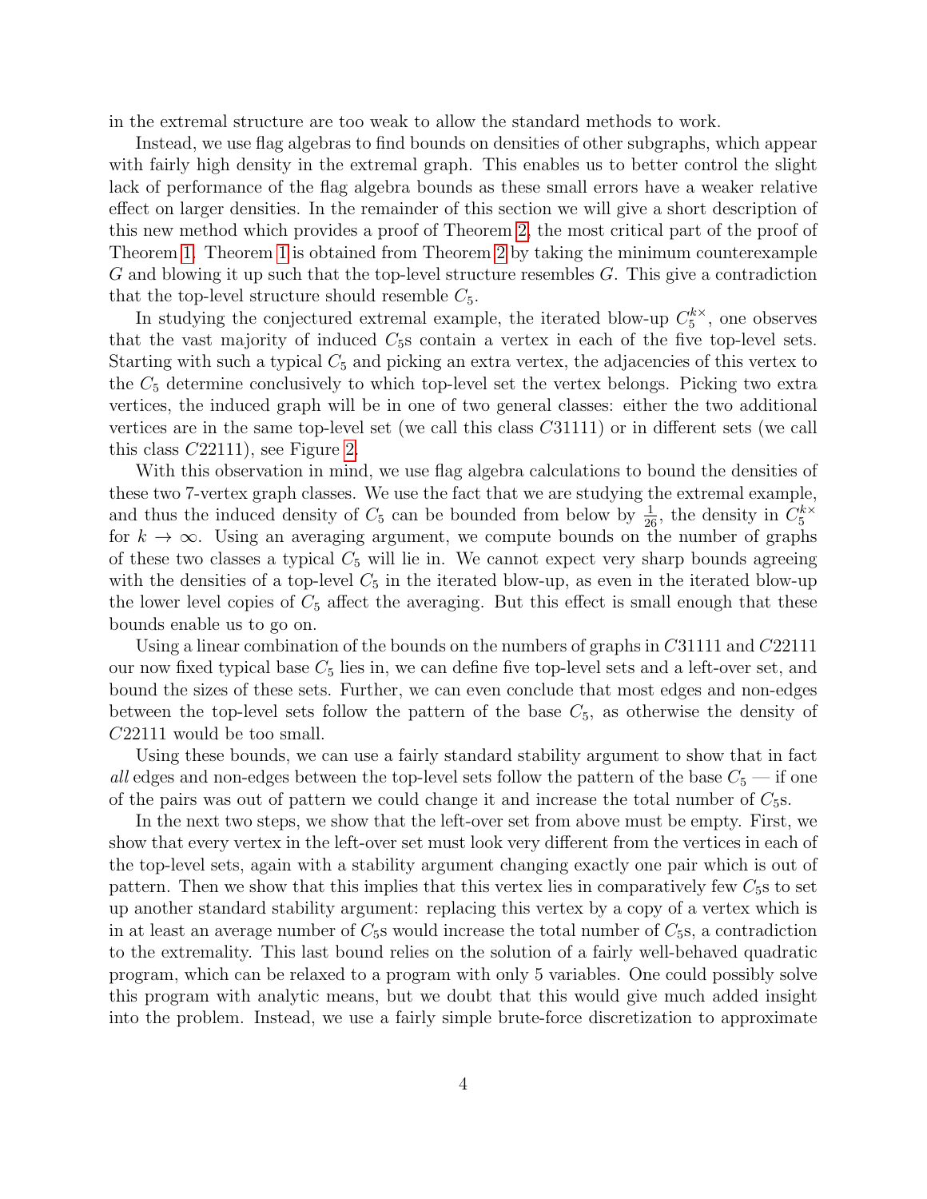in the extremal structure are too weak to allow the standard methods to work.

Instead, we use flag algebras to find bounds on densities of other subgraphs, which appear with fairly high density in the extremal graph. This enables us to better control the slight lack of performance of the flag algebra bounds as these small errors have a weaker relative effect on larger densities. In the remainder of this section we will give a short description of this new method which provides a proof of Theorem 2, the most critical part of the proof of Theorem 1. Theorem 1 is obtained from Theorem 2 by taking the minimum counterexample $G$ and blowing it up such that the top-level structure resembles $G$. This give a contradiction that the top-level structure should resemble $C_5$.

In studying the conjectured extremal example, the iterated blow-up $C_5^{k\times}$, one observes that the vast majority of induced $C_5$s contain a vertex in each of the five top-level sets. Starting with such a typical $C_5$ and picking an extra vertex, the adjacencies of this vertex to the $C_5$ determine conclusively to which top-level set the vertex belongs. Picking two extra vertices, the induced graph will be in one of two general classes: either the two additional vertices are in the same top-level set (we call this class $C31111$) or in different sets (we call this class $C22111$), see Figure 2.

With this observation in mind, we use flag algebra calculations to bound the densities of these two 7-vertex graph classes. We use the fact that we are studying the extremal example, and thus the induced density of $C_5$ can be bounded from below by $\frac{1}{26}$, the density in $C_5^{k\times}$ for $k \to \infty$. Using an averaging argument, we compute bounds on the number of graphs of these two classes a typical $C_5$ will lie in. We cannot expect very sharp bounds agreeing with the densities of a top-level $C_5$ in the iterated blow-up, as even in the iterated blow-up the lower level copies of $C_5$ affect the averaging. But this effect is small enough that these bounds enable us to go on.

Using a linear combination of the bounds on the numbers of graphs in $C31111$ and $C22111$ our now fixed typical base $C_5$ lies in, we can define five top-level sets and a left-over set, and bound the sizes of these sets. Further, we can even conclude that most edges and non-edges between the top-level sets follow the pattern of the base $C_5$, as otherwise the density of $C22111$ would be too small.

Using these bounds, we can use a fairly standard stability argument to show that in fact *all* edges and non-edges between the top-level sets follow the pattern of the base $C_5$ — if one of the pairs was out of pattern we could change it and increase the total number of $C_5$s.

In the next two steps, we show that the left-over set from above must be empty. First, we show that every vertex in the left-over set must look very different from the vertices in each of the top-level sets, again with a stability argument changing exactly one pair which is out of pattern. Then we show that this implies that this vertex lies in comparatively few $C_5$s to set up another standard stability argument: replacing this vertex by a copy of a vertex which is in at least an average number of $C_5$s would increase the total number of $C_5$s, a contradiction to the extremality. This last bound relies on the solution of a fairly well-behaved quadratic program, which can be relaxed to a program with only 5 variables. One could possibly solve this program with analytic means, but we doubt that this would give much added insight into the problem. Instead, we use a fairly simple brute-force discretization to approximate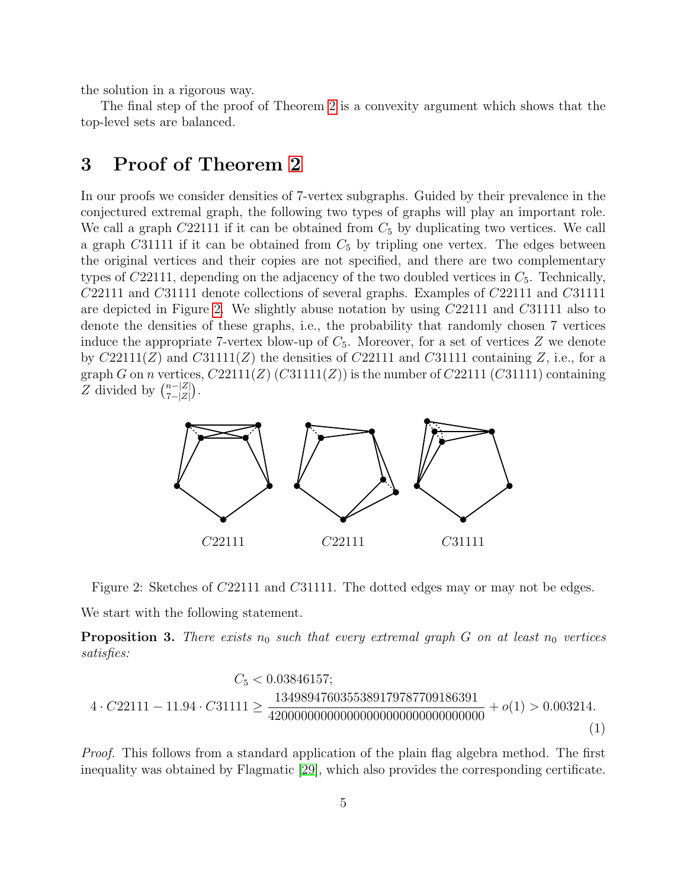the solution in a rigorous way.

The final step of the proof of Theorem 2 is a convexity argument which shows that the top-level sets are balanced.

# 3 Proof of Theorem 2

In our proofs we consider densities of 7-vertex subgraphs. Guided by their prevalence in the conjectured extremal graph, the following two types of graphs will play an important role. We call a graph $C22111$ if it can be obtained from $C_5$ by duplicating two vertices. We call a graph $C31111$ if it can be obtained from $C_5$ by tripling one vertex. The edges between the original vertices and their copies are not specified, and there are two complementary types of $C22111$, depending on the adjacency of the two doubled vertices in $C_5$. Technically, $C22111$ and $C31111$ denote collections of several graphs. Examples of $C22111$ and $C31111$ are depicted in Figure 2. We slightly abuse notation by using $C22111$ and $C31111$ also to denote the densities of these graphs, i.e., the probability that randomly chosen 7 vertices induce the appropriate 7-vertex blow-up of $C_5$. Moreover, for a set of vertices $Z$ we denote by $C22111(Z)$ and $C31111(Z)$ the densities of $C22111$ and $C31111$ containing $Z$, i.e., for a graph $G$ on $n$ vertices, $C22111(Z)$ ($C31111(Z)$) is the number of $C22111$ ($C31111$) containing $Z$ divided by $\binom{n-|Z|}{7-|Z|}$.

$C22111$ $\quad$ $C22111$ $\quad$ $C31111$

Figure 2: Sketches of $C22111$ and $C31111$. The dotted edges may or may not be edges.

We start with the following statement.

**Proposition 3.** *There exists $n_0$ such that every extremal graph $G$ on at least $n_0$ vertices satisfies:*

$$C_5 < 0.03846157;$$

$$4 \cdot C22111 - 11.94 \cdot C31111 \geq \frac{134989476035538917978770918639 1}{420000000000000000000000000000000} + o(1) > 0.003214. \tag{1}$$

*Proof.* This follows from a standard application of the plain flag algebra method. The first inequality was obtained by Flagmatic [29], which also provides the corresponding certificate.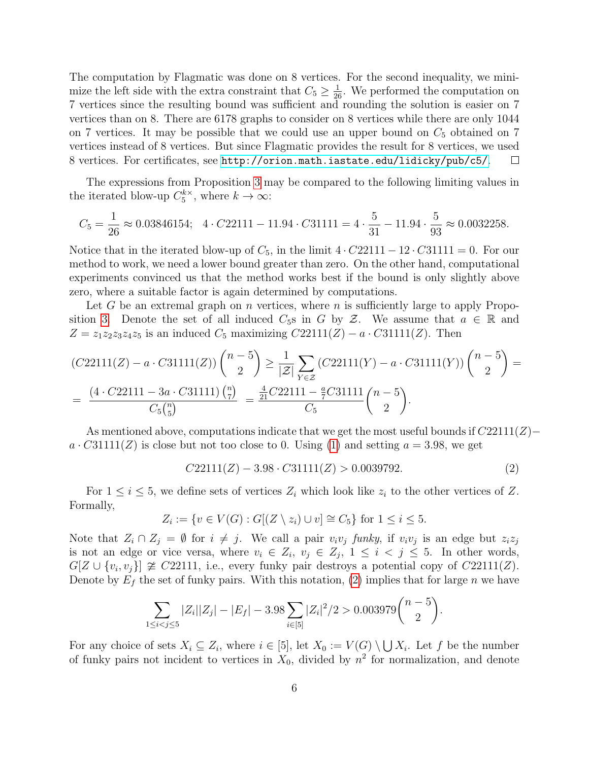The computation by Flagmatic was done on 8 vertices. For the second inequality, we minimize the left side with the extra constraint that $C_5 \geq \frac{1}{26}$. We performed the computation on 7 vertices since the resulting bound was sufficient and rounding the solution is easier on 7 vertices than on 8. There are 6178 graphs to consider on 8 vertices while there are only 1044 on 7 vertices. It may be possible that we could use an upper bound on $C_5$ obtained on 7 vertices instead of 8 vertices. But since Flagmatic provides the result for 8 vertices, we used 8 vertices. For certificates, see http://orion.math.iastate.edu/lidicky/pub/c5/. □

The expressions from Proposition 3 may be compared to the following limiting values in the iterated blow-up $C_5^{k\times}$, where $k \to \infty$:

$$C_5 = \frac{1}{26} \approx 0.03846154; \quad 4 \cdot C22111 - 11.94 \cdot C31111 = 4 \cdot \frac{5}{31} - 11.94 \cdot \frac{5}{93} \approx 0.0032258.$$

Notice that in the iterated blow-up of $C_5$, in the limit $4 \cdot C22111 - 12 \cdot C31111 = 0$. For our method to work, we need a lower bound greater than zero. On the other hand, computational experiments convinced us that the method works best if the bound is only slightly above zero, where a suitable factor is again determined by computations.

Let $G$ be an extremal graph on $n$ vertices, where $n$ is sufficiently large to apply Proposition 3. Denote the set of all induced $C_5$s in $G$ by $\mathcal{Z}$. We assume that $a \in \mathbb{R}$ and $Z = z_1z_2z_3z_4z_5$ is an induced $C_5$ maximizing $C22111(Z) - a \cdot C31111(Z)$. Then

$$\begin{aligned}(C22111(Z) - a \cdot C31111(Z))\binom{n-5}{2} &\geq \frac{1}{|\mathcal{Z}|}\sum_{Y \in \mathcal{Z}}(C22111(Y) - a \cdot C31111(Y))\binom{n-5}{2} = \\ = \frac{(4 \cdot C22111 - 3a \cdot C31111)\binom{n}{7}}{C_5\binom{n}{5}} &= \frac{\frac{4}{21}C22111 - \frac{a}{7}C31111}{C_5}\binom{n-5}{2}.\end{aligned}$$

As mentioned above, computations indicate that we get the most useful bounds if $C22111(Z) - a \cdot C31111(Z)$ is close but not too close to 0. Using (1) and setting $a = 3.98$, we get

$$C22111(Z) - 3.98 \cdot C31111(Z) > 0.0039792. \tag{2}$$

For $1 \leq i \leq 5$, we define sets of vertices $Z_i$ which look like $z_i$ to the other vertices of $Z$. Formally,

$$Z_i := \{v \in V(G) : G[(Z \setminus z_i) \cup v] \cong C_5\} \text{ for } 1 \leq i \leq 5.$$

Note that $Z_i \cap Z_j = \emptyset$ for $i \neq j$. We call a pair $v_iv_j$ *funky*, if $v_iv_j$ is an edge but $z_iz_j$ is not an edge or vice versa, where $v_i \in Z_i$, $v_j \in Z_j$, $1 \leq i < j \leq 5$. In other words, $G[Z \cup \{v_i, v_j\}] \not\cong C22111$, i.e., every funky pair destroys a potential copy of $C22111(Z)$. Denote by $E_f$ the set of funky pairs. With this notation, (2) implies that for large $n$ we have

$$\sum_{1 \leq i < j \leq 5} |Z_i||Z_j| - |E_f| - 3.98\sum_{i \in [5]} |Z_i|^2/2 > 0.003979\binom{n-5}{2}.$$

For any choice of sets $X_i \subseteq Z_i$, where $i \in [5]$, let $X_0 := V(G) \setminus \bigcup X_i$. Let $f$ be the number of funky pairs not incident to vertices in $X_0$, divided by $n^2$ for normalization, and denote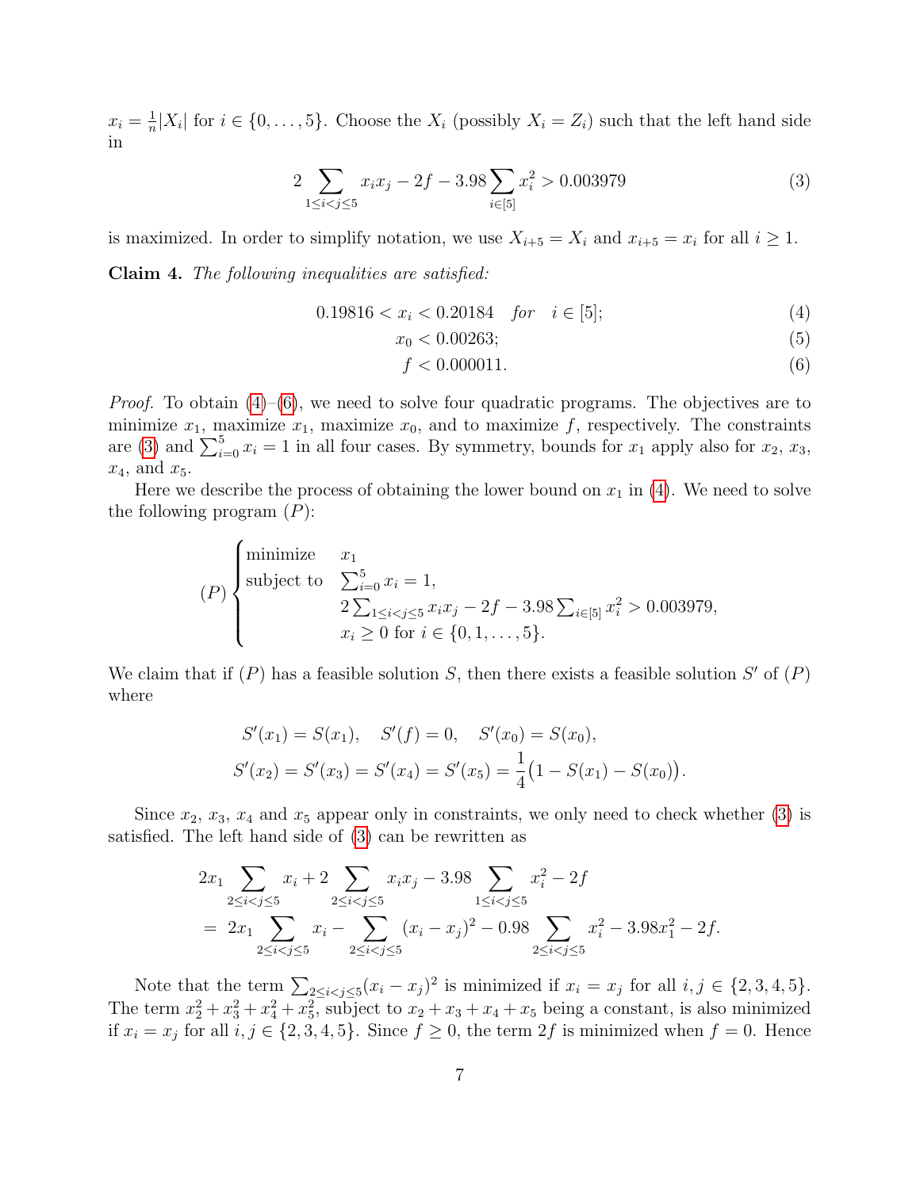$x_i = \frac{1}{n}|X_i|$ for $i \in \{0, \dots, 5\}$. Choose the $X_i$ (possibly $X_i = Z_i$) such that the left hand side in

$$2 \sum_{1 \le i < j \le 5} x_i x_j - 2f - 3.98 \sum_{i \in [5]} x_i^2 > 0.003979 \tag{3}$$

is maximized. In order to simplify notation, we use $X_{i+5} = X_i$ and $x_{i+5} = x_i$ for all $i \ge 1$.

**Claim 4.** *The following inequalities are satisfied:*

$$0.19816 < x_i < 0.20184 \quad \text{for} \quad i \in [5]; \tag{4}$$

$$x_0 < 0.00263; \tag{5}$$

$$f < 0.000011. \tag{6}$$

*Proof.* To obtain (4)–(6), we need to solve four quadratic programs. The objectives are to minimize $x_1$, maximize $x_1$, maximize $x_0$, and to maximize $f$, respectively. The constraints are (3) and $\sum_{i=0}^{5} x_i = 1$ in all four cases. By symmetry, bounds for $x_1$ apply also for $x_2$, $x_3$, $x_4$, and $x_5$.

Here we describe the process of obtaining the lower bound on $x_1$ in (4). We need to solve the following program $(P)$:

$$(P)\begin{cases} \text{minimize} & x_1 \\ \text{subject to} & \sum_{i=0}^{5} x_i = 1, \\ & 2\sum_{1 \le i < j \le 5} x_i x_j - 2f - 3.98 \sum_{i \in [5]} x_i^2 > 0.003979, \\ & x_i \ge 0 \text{ for } i \in \{0, 1, \dots, 5\}. \end{cases}$$

We claim that if $(P)$ has a feasible solution $S$, then there exists a feasible solution $S'$ of $(P)$ where

$$S'(x_1) = S(x_1), \quad S'(f) = 0, \quad S'(x_0) = S(x_0),$$
$$S'(x_2) = S'(x_3) = S'(x_4) = S'(x_5) = \frac{1}{4}\big(1 - S(x_1) - S(x_0)\big).$$

Since $x_2$, $x_3$, $x_4$ and $x_5$ appear only in constraints, we only need to check whether (3) is satisfied. The left hand side of (3) can be rewritten as

$$\begin{aligned} &2x_1 \sum_{2 \le i < j \le 5} x_i + 2 \sum_{2 \le i < j \le 5} x_i x_j - 3.98 \sum_{1 \le i < j \le 5} x_i^2 - 2f \\ &= 2x_1 \sum_{2 \le i < j \le 5} x_i - \sum_{2 \le i < j \le 5} (x_i - x_j)^2 - 0.98 \sum_{2 \le i < j \le 5} x_i^2 - 3.98x_1^2 - 2f. \end{aligned}$$

Note that the term $\sum_{2 \le i < j \le 5}(x_i - x_j)^2$ is minimized if $x_i = x_j$ for all $i, j \in \{2, 3, 4, 5\}$. The term $x_2^2 + x_3^2 + x_4^2 + x_5^2$, subject to $x_2 + x_3 + x_4 + x_5$ being a constant, is also minimized if $x_i = x_j$ for all $i, j \in \{2, 3, 4, 5\}$. Since $f \ge 0$, the term $2f$ is minimized when $f = 0$. Hence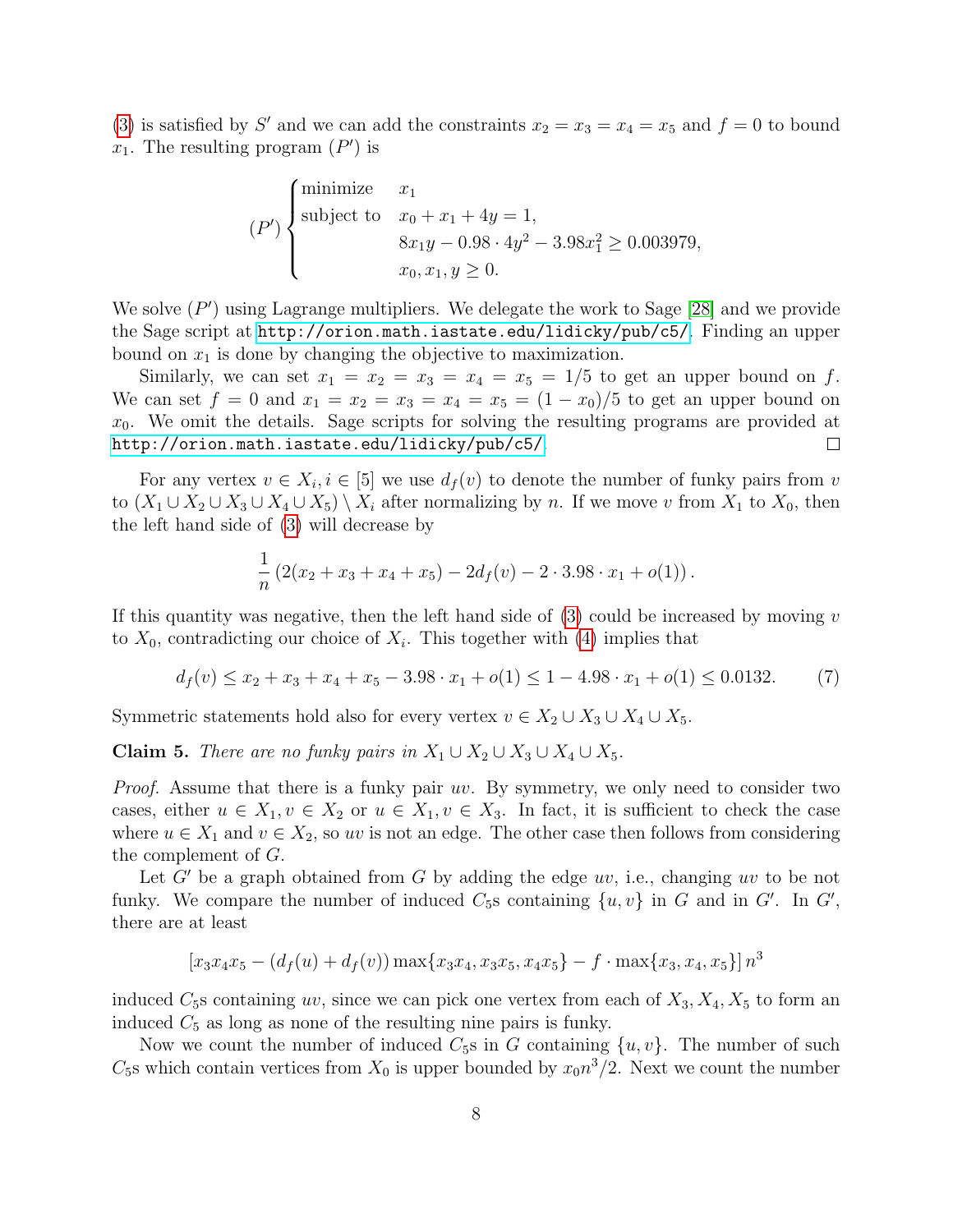(3) is satisfied by $S'$ and we can add the constraints $x_2 = x_3 = x_4 = x_5$ and $f = 0$ to bound $x_1$. The resulting program $(P')$ is

$$
(P') \begin{cases} \text{minimize} & x_1 \\ \text{subject to} & x_0 + x_1 + 4y = 1, \\ & 8x_1y - 0.98 \cdot 4y^2 - 3.98x_1^2 \geq 0.003979, \\ & x_0, x_1, y \geq 0. \end{cases}
$$

We solve $(P')$ using Lagrange multipliers. We delegate the work to Sage [28] and we provide the Sage script at http://orion.math.iastate.edu/lidicky/pub/c5/. Finding an upper bound on $x_1$ is done by changing the objective to maximization.

Similarly, we can set $x_1 = x_2 = x_3 = x_4 = x_5 = 1/5$ to get an upper bound on $f$. We can set $f = 0$ and $x_1 = x_2 = x_3 = x_4 = x_5 = (1 - x_0)/5$ to get an upper bound on $x_0$. We omit the details. Sage scripts for solving the resulting programs are provided at http://orion.math.iastate.edu/lidicky/pub/c5/. □

For any vertex $v \in X_i, i \in [5]$ we use $d_f(v)$ to denote the number of funky pairs from $v$ to $(X_1 \cup X_2 \cup X_3 \cup X_4 \cup X_5) \setminus X_i$ after normalizing by $n$. If we move $v$ from $X_1$ to $X_0$, then the left hand side of (3) will decrease by

$$
\frac{1}{n}\left(2(x_2 + x_3 + x_4 + x_5) - 2d_f(v) - 2 \cdot 3.98 \cdot x_1 + o(1)\right).
$$

If this quantity was negative, then the left hand side of (3) could be increased by moving $v$ to $X_0$, contradicting our choice of $X_i$. This together with (4) implies that

$$
d_f(v) \leq x_2 + x_3 + x_4 + x_5 - 3.98 \cdot x_1 + o(1) \leq 1 - 4.98 \cdot x_1 + o(1) \leq 0.0132. \tag{7}
$$

Symmetric statements hold also for every vertex $v \in X_2 \cup X_3 \cup X_4 \cup X_5$.

**Claim 5.** *There are no funky pairs in $X_1 \cup X_2 \cup X_3 \cup X_4 \cup X_5$.*

*Proof.* Assume that there is a funky pair $uv$. By symmetry, we only need to consider two cases, either $u \in X_1, v \in X_2$ or $u \in X_1, v \in X_3$. In fact, it is sufficient to check the case where $u \in X_1$ and $v \in X_2$, so $uv$ is not an edge. The other case then follows from considering the complement of $G$.

Let $G'$ be a graph obtained from $G$ by adding the edge $uv$, i.e., changing $uv$ to be not funky. We compare the number of induced $C_5$s containing $\{u, v\}$ in $G$ and in $G'$. In $G'$, there are at least

$$
\left[x_3x_4x_5 - (d_f(u) + d_f(v))\max\{x_3x_4, x_3x_5, x_4x_5\} - f \cdot \max\{x_3, x_4, x_5\}\right] n^3
$$

induced $C_5$s containing $uv$, since we can pick one vertex from each of $X_3, X_4, X_5$ to form an induced $C_5$ as long as none of the resulting nine pairs is funky.

Now we count the number of induced $C_5$s in $G$ containing $\{u, v\}$. The number of such $C_5$s which contain vertices from $X_0$ is upper bounded by $x_0n^3/2$. Next we count the number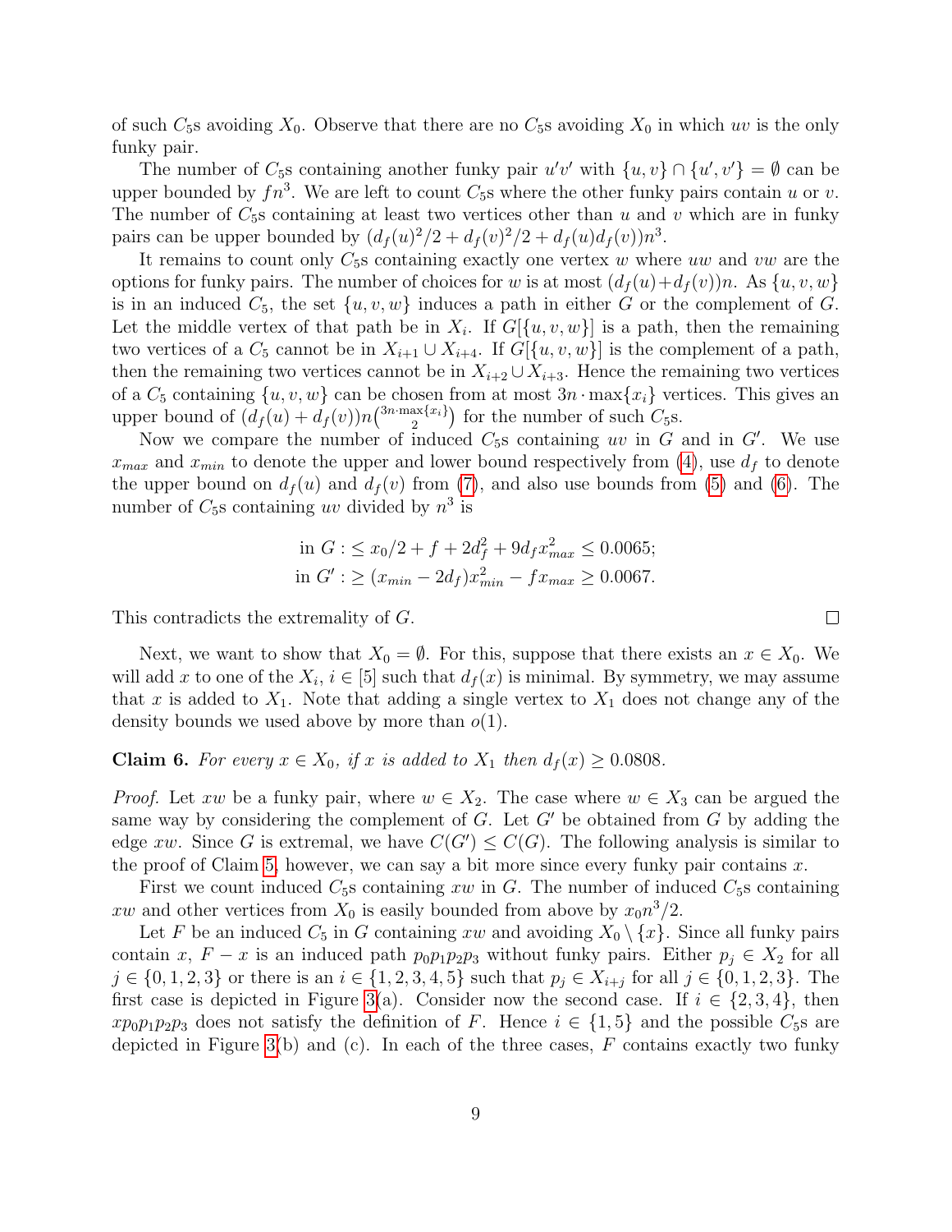of such $C_5$s avoiding $X_0$. Observe that there are no $C_5$s avoiding $X_0$ in which $uv$ is the only funky pair.

The number of $C_5$s containing another funky pair $u'v'$ with $\{u,v\} \cap \{u',v'\} = \emptyset$ can be upper bounded by $fn^3$. We are left to count $C_5$s where the other funky pairs contain $u$ or $v$. The number of $C_5$s containing at least two vertices other than $u$ and $v$ which are in funky pairs can be upper bounded by $(d_f(u)^2/2 + d_f(v)^2/2 + d_f(u)d_f(v))n^3$.

It remains to count only $C_5$s containing exactly one vertex $w$ where $uw$ and $vw$ are the options for funky pairs. The number of choices for $w$ is at most $(d_f(u)+d_f(v))n$. As $\{u,v,w\}$ is in an induced $C_5$, the set $\{u,v,w\}$ induces a path in either $G$ or the complement of $G$. Let the middle vertex of that path be in $X_i$. If $G[\{u,v,w\}]$ is a path, then the remaining two vertices of a $C_5$ cannot be in $X_{i+1} \cup X_{i+4}$. If $G[\{u,v,w\}]$ is the complement of a path, then the remaining two vertices cannot be in $X_{i+2} \cup X_{i+3}$. Hence the remaining two vertices of a $C_5$ containing $\{u,v,w\}$ can be chosen from at most $3n \cdot \max\{x_i\}$ vertices. This gives an upper bound of $(d_f(u)+d_f(v))n\binom{3n\cdot\max\{x_i\}}{2}$ for the number of such $C_5$s.

Now we compare the number of induced $C_5$s containing $uv$ in $G$ and in $G'$. We use $x_{max}$ and $x_{min}$ to denote the upper and lower bound respectively from (4), use $d_f$ to denote the upper bound on $d_f(u)$ and $d_f(v)$ from (7), and also use bounds from (5) and (6). The number of $C_5$s containing $uv$ divided by $n^3$ is

$$\begin{aligned}
&\text{in } G: \leq x_0/2 + f + 2d_f^2 + 9d_f x_{max}^2 \leq 0.0065;\\
&\text{in } G': \geq (x_{min} - 2d_f)x_{min}^2 - f x_{max} \geq 0.0067.
\end{aligned}$$

This contradicts the extremality of $G$. □

Next, we want to show that $X_0 = \emptyset$. For this, suppose that there exists an $x \in X_0$. We will add $x$ to one of the $X_i$, $i \in [5]$ such that $d_f(x)$ is minimal. By symmetry, we may assume that $x$ is added to $X_1$. Note that adding a single vertex to $X_1$ does not change any of the density bounds we used above by more than $o(1)$.

**Claim 6.** *For every $x \in X_0$, if $x$ is added to $X_1$ then $d_f(x) \geq 0.0808$.*

*Proof.* Let $xw$ be a funky pair, where $w \in X_2$. The case where $w \in X_3$ can be argued the same way by considering the complement of $G$. Let $G'$ be obtained from $G$ by adding the edge $xw$. Since $G$ is extremal, we have $C(G') \leq C(G)$. The following analysis is similar to the proof of Claim 5, however, we can say a bit more since every funky pair contains $x$.

First we count induced $C_5$s containing $xw$ in $G$. The number of induced $C_5$s containing $xw$ and other vertices from $X_0$ is easily bounded from above by $x_0 n^3/2$.

Let $F$ be an induced $C_5$ in $G$ containing $xw$ and avoiding $X_0 \setminus \{x\}$. Since all funky pairs contain $x$, $F - x$ is an induced path $p_0p_1p_2p_3$ without funky pairs. Either $p_j \in X_2$ for all $j \in \{0,1,2,3\}$ or there is an $i \in \{1,2,3,4,5\}$ such that $p_j \in X_{i+j}$ for all $j \in \{0,1,2,3\}$. The first case is depicted in Figure 3(a). Consider now the second case. If $i \in \{2,3,4\}$, then $xp_0p_1p_2p_3$ does not satisfy the definition of $F$. Hence $i \in \{1,5\}$ and the possible $C_5$s are depicted in Figure 3(b) and (c). In each of the three cases, $F$ contains exactly two funky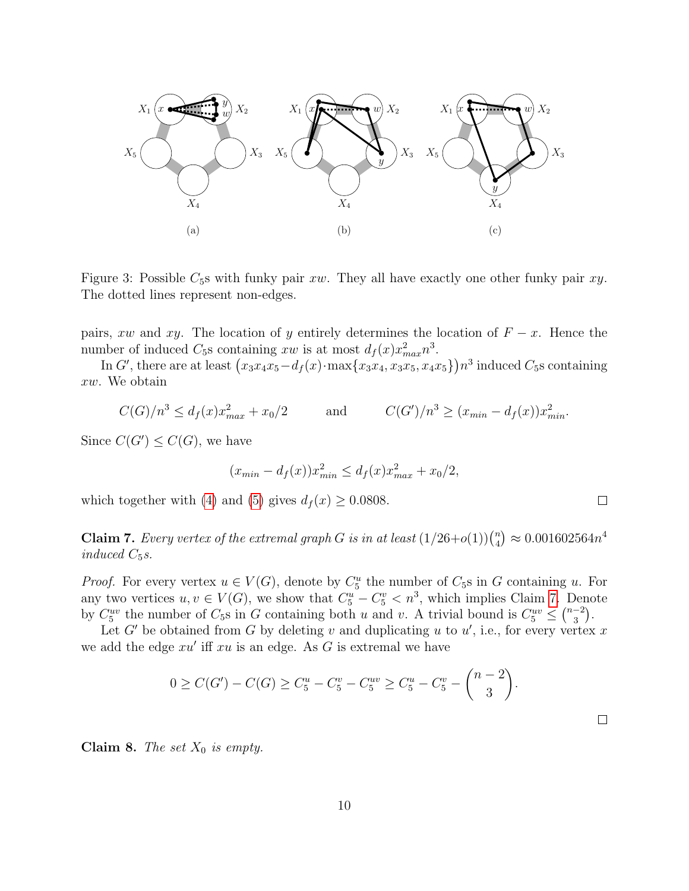Figure 3: Possible $C_5$s with funky pair $xw$. They all have exactly one other funky pair $xy$. The dotted lines represent non-edges.

pairs, $xw$ and $xy$. The location of $y$ entirely determines the location of $F - x$. Hence the number of induced $C_5$s containing $xw$ is at most $d_f(x)x_{max}^2 n^3$.

In $G'$, there are at least $\left(x_3x_4x_5 - d_f(x)\cdot\max\{x_3x_4, x_3x_5, x_4x_5\}\right)n^3$ induced $C_5$s containing $xw$. We obtain

$$C(G)/n^3 \leq d_f(x)x_{max}^2 + x_0/2 \qquad \text{and} \qquad C(G')/n^3 \geq (x_{min} - d_f(x))x_{min}^2.$$

Since $C(G') \leq C(G)$, we have

$$(x_{min} - d_f(x))x_{min}^2 \leq d_f(x)x_{max}^2 + x_0/2,$$

which together with (4) and (5) gives $d_f(x) \geq 0.0808$. $\square$

**Claim 7.** *Every vertex of the extremal graph $G$ is in at least $(1/26 + o(1))\binom{n}{4} \approx 0.001602564n^4$ induced $C_5$s.*

*Proof.* For every vertex $u \in V(G)$, denote by $C_5^u$ the number of $C_5$s in $G$ containing $u$. For any two vertices $u, v \in V(G)$, we show that $C_5^u - C_5^v < n^3$, which implies Claim 7. Denote by $C_5^{uv}$ the number of $C_5$s in $G$ containing both $u$ and $v$. A trivial bound is $C_5^{uv} \leq \binom{n-2}{3}$.

Let $G'$ be obtained from $G$ by deleting $v$ and duplicating $u$ to $u'$, i.e., for every vertex $x$ we add the edge $xu'$ iff $xu$ is an edge. As $G$ is extremal we have

$$0 \geq C(G') - C(G) \geq C_5^u - C_5^v - C_5^{uv} \geq C_5^u - C_5^v - \binom{n-2}{3}.$$

$\square$

**Claim 8.** *The set $X_0$ is empty.*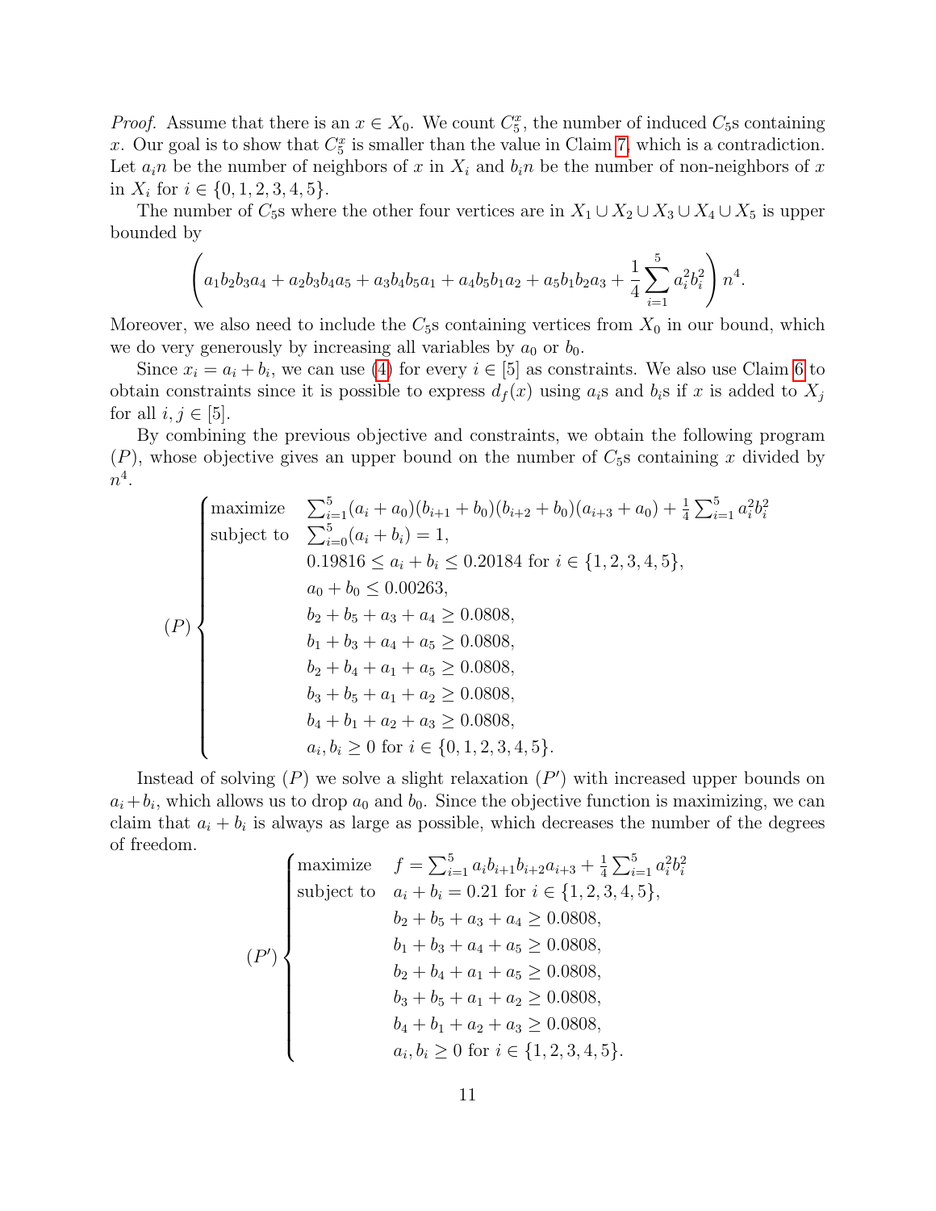*Proof.* Assume that there is an $x \in X_0$. We count $C_5^x$, the number of induced $C_5$s containing $x$. Our goal is to show that $C_5^x$ is smaller than the value in Claim 7, which is a contradiction. Let $a_i n$ be the number of neighbors of $x$ in $X_i$ and $b_i n$ be the number of non-neighbors of $x$ in $X_i$ for $i \in \{0, 1, 2, 3, 4, 5\}$.

The number of $C_5$s where the other four vertices are in $X_1 \cup X_2 \cup X_3 \cup X_4 \cup X_5$ is upper bounded by

$$\left( a_1 b_2 b_3 a_4 + a_2 b_3 b_4 a_5 + a_3 b_4 b_5 a_1 + a_4 b_5 b_1 a_2 + a_5 b_1 b_2 a_3 + \frac{1}{4} \sum_{i=1}^{5} a_i^2 b_i^2 \right) n^4.$$

Moreover, we also need to include the $C_5$s containing vertices from $X_0$ in our bound, which we do very generously by increasing all variables by $a_0$ or $b_0$.

Since $x_i = a_i + b_i$, we can use (4) for every $i \in [5]$ as constraints. We also use Claim 6 to obtain constraints since it is possible to express $d_f(x)$ using $a_i$s and $b_i$s if $x$ is added to $X_j$ for all $i, j \in [5]$.

By combining the previous objective and constraints, we obtain the following program $(P)$, whose objective gives an upper bound on the number of $C_5$s containing $x$ divided by $n^4$.

$$(P) \begin{cases} \text{maximize} & \sum_{i=1}^{5} (a_i + a_0)(b_{i+1} + b_0)(b_{i+2} + b_0)(a_{i+3} + a_0) + \frac{1}{4} \sum_{i=1}^{5} a_i^2 b_i^2 \\ \text{subject to} & \sum_{i=0}^{5} (a_i + b_i) = 1, \\ & 0.19816 \le a_i + b_i \le 0.20184 \text{ for } i \in \{1, 2, 3, 4, 5\}, \\ & a_0 + b_0 \le 0.00263, \\ & b_2 + b_5 + a_3 + a_4 \ge 0.0808, \\ & b_1 + b_3 + a_4 + a_5 \ge 0.0808, \\ & b_2 + b_4 + a_1 + a_5 \ge 0.0808, \\ & b_3 + b_5 + a_1 + a_2 \ge 0.0808, \\ & b_4 + b_1 + a_2 + a_3 \ge 0.0808, \\ & a_i, b_i \ge 0 \text{ for } i \in \{0, 1, 2, 3, 4, 5\}. \end{cases}$$

Instead of solving $(P)$ we solve a slight relaxation $(P')$ with increased upper bounds on $a_i + b_i$, which allows us to drop $a_0$ and $b_0$. Since the objective function is maximizing, we can claim that $a_i + b_i$ is always as large as possible, which decreases the number of the degrees of freedom.

$$(P') \begin{cases} \text{maximize} & f = \sum_{i=1}^{5} a_i b_{i+1} b_{i+2} a_{i+3} + \frac{1}{4} \sum_{i=1}^{5} a_i^2 b_i^2 \\ \text{subject to} & a_i + b_i = 0.21 \text{ for } i \in \{1, 2, 3, 4, 5\}, \\ & b_2 + b_5 + a_3 + a_4 \ge 0.0808, \\ & b_1 + b_3 + a_4 + a_5 \ge 0.0808, \\ & b_2 + b_4 + a_1 + a_5 \ge 0.0808, \\ & b_3 + b_5 + a_1 + a_2 \ge 0.0808, \\ & b_4 + b_1 + a_2 + a_3 \ge 0.0808, \\ & a_i, b_i \ge 0 \text{ for } i \in \{1, 2, 3, 4, 5\}. \end{cases}$$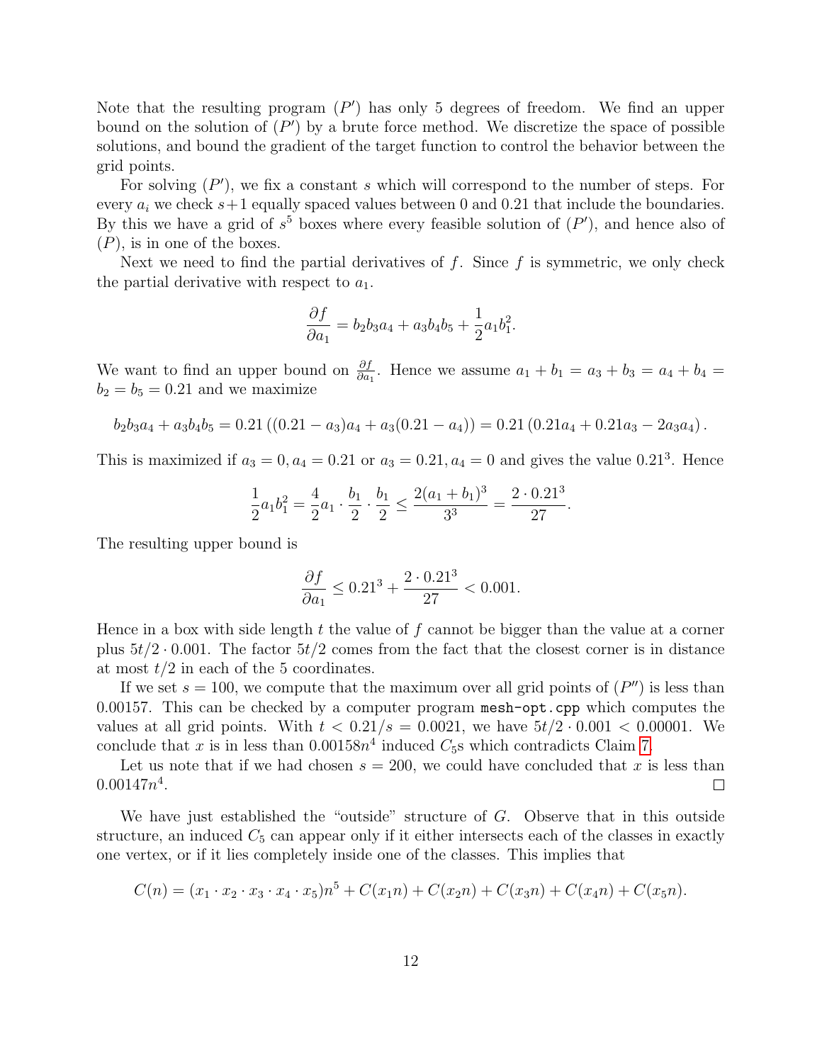Note that the resulting program $(P')$ has only 5 degrees of freedom. We find an upper bound on the solution of $(P')$ by a brute force method. We discretize the space of possible solutions, and bound the gradient of the target function to control the behavior between the grid points.

For solving $(P')$, we fix a constant $s$ which will correspond to the number of steps. For every $a_i$ we check $s+1$ equally spaced values between 0 and 0.21 that include the boundaries. By this we have a grid of $s^5$ boxes where every feasible solution of $(P')$, and hence also of $(P)$, is in one of the boxes.

Next we need to find the partial derivatives of $f$. Since $f$ is symmetric, we only check the partial derivative with respect to $a_1$.

$$\frac{\partial f}{\partial a_1} = b_2 b_3 a_4 + a_3 b_4 b_5 + \frac{1}{2} a_1 b_1^2.$$

We want to find an upper bound on $\frac{\partial f}{\partial a_1}$. Hence we assume $a_1 + b_1 = a_3 + b_3 = a_4 + b_4 = b_2 = b_5 = 0.21$ and we maximize

$$b_2 b_3 a_4 + a_3 b_4 b_5 = 0.21\left((0.21 - a_3)a_4 + a_3(0.21 - a_4)\right) = 0.21\left(0.21 a_4 + 0.21 a_3 - 2 a_3 a_4\right).$$

This is maximized if $a_3 = 0, a_4 = 0.21$ or $a_3 = 0.21, a_4 = 0$ and gives the value $0.21^3$. Hence

$$\frac{1}{2} a_1 b_1^2 = \frac{4}{2} a_1 \cdot \frac{b_1}{2} \cdot \frac{b_1}{2} \le \frac{2(a_1 + b_1)^3}{3^3} = \frac{2 \cdot 0.21^3}{27}.$$

The resulting upper bound is

$$\frac{\partial f}{\partial a_1} \le 0.21^3 + \frac{2 \cdot 0.21^3}{27} < 0.001.$$

Hence in a box with side length $t$ the value of $f$ cannot be bigger than the value at a corner plus $5t/2 \cdot 0.001$. The factor $5t/2$ comes from the fact that the closest corner is in distance at most $t/2$ in each of the 5 coordinates.

If we set $s = 100$, we compute that the maximum over all grid points of $(P'')$ is less than 0.00157. This can be checked by a computer program `mesh-opt.cpp` which computes the values at all grid points. With $t < 0.21/s = 0.0021$, we have $5t/2 \cdot 0.001 < 0.00001$. We conclude that $x$ is in less than $0.00158n^4$ induced $C_5$s which contradicts Claim 7.

Let us note that if we had chosen $s = 200$, we could have concluded that $x$ is less than $0.00147n^4$. □

We have just established the "outside" structure of $G$. Observe that in this outside structure, an induced $C_5$ can appear only if it either intersects each of the classes in exactly one vertex, or if it lies completely inside one of the classes. This implies that

$$C(n) = (x_1 \cdot x_2 \cdot x_3 \cdot x_4 \cdot x_5)n^5 + C(x_1 n) + C(x_2 n) + C(x_3 n) + C(x_4 n) + C(x_5 n).$$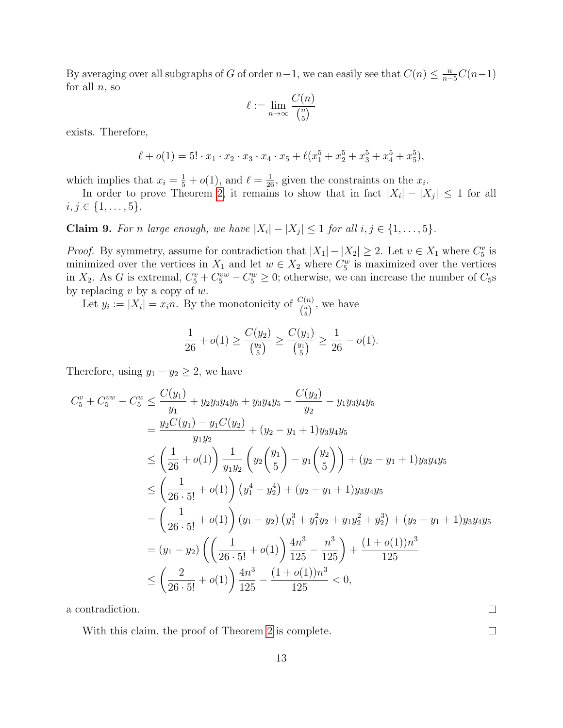By averaging over all subgraphs of $G$ of order $n-1$, we can easily see that $C(n) \le \frac{n}{n-5}C(n-1)$ for all $n$, so

$$\ell := \lim_{n\to\infty} \frac{C(n)}{\binom{n}{5}}$$

exists. Therefore,

$$\ell + o(1) = 5! \cdot x_1 \cdot x_2 \cdot x_3 \cdot x_4 \cdot x_5 + \ell(x_1^5 + x_2^5 + x_3^5 + x_4^5 + x_5^5),$$

which implies that $x_i = \frac{1}{5} + o(1)$, and $\ell = \frac{1}{26}$, given the constraints on the $x_i$.

In order to prove Theorem 2, it remains to show that in fact $|X_i| - |X_j| \le 1$ for all $i, j \in \{1, \dots, 5\}$.

**Claim 9.** *For $n$ large enough, we have $|X_i| - |X_j| \le 1$ for all $i, j \in \{1, \dots, 5\}$.*

*Proof.* By symmetry, assume for contradiction that $|X_1| - |X_2| \ge 2$. Let $v \in X_1$ where $C_5^v$ is minimized over the vertices in $X_1$ and let $w \in X_2$ where $C_5^w$ is maximized over the vertices in $X_2$. As $G$ is extremal, $C_5^v + C_5^{vw} - C_5^w \ge 0$; otherwise, we can increase the number of $C_5$s by replacing $v$ by a copy of $w$.

Let $y_i := |X_i| = x_i n$. By the monotonicity of $\frac{C(n)}{\binom{n}{5}}$, we have

$$\frac{1}{26} + o(1) \ge \frac{C(y_2)}{\binom{y_2}{5}} \ge \frac{C(y_1)}{\binom{y_1}{5}} \ge \frac{1}{26} - o(1).$$

Therefore, using $y_1 - y_2 \ge 2$, we have

$$\begin{aligned}
C_5^v + C_5^{vw} - C_5^w &\le \frac{C(y_1)}{y_1} + y_2y_3y_4y_5 + y_3y_4y_5 - \frac{C(y_2)}{y_2} - y_1y_3y_4y_5 \\
&= \frac{y_2C(y_1) - y_1C(y_2)}{y_1y_2} + (y_2 - y_1 + 1)y_3y_4y_5 \\
&\le \left(\frac{1}{26} + o(1)\right)\frac{1}{y_1y_2}\left(y_2\binom{y_1}{5} - y_1\binom{y_2}{5}\right) + (y_2 - y_1 + 1)y_3y_4y_5 \\
&\le \left(\frac{1}{26\cdot 5!} + o(1)\right)\left(y_1^4 - y_2^4\right) + (y_2 - y_1 + 1)y_3y_4y_5 \\
&= \left(\frac{1}{26\cdot 5!} + o(1)\right)(y_1 - y_2)\left(y_1^3 + y_1^2y_2 + y_1y_2^2 + y_2^3\right) + (y_2 - y_1 + 1)y_3y_4y_5 \\
&= (y_1 - y_2)\left(\left(\frac{1}{26\cdot 5!} + o(1)\right)\frac{4n^3}{125} - \frac{n^3}{125}\right) + \frac{(1 + o(1))n^3}{125} \\
&\le \left(\frac{2}{26\cdot 5!} + o(1)\right)\frac{4n^3}{125} - \frac{(1 + o(1))n^3}{125} < 0,
\end{aligned}$$

a contradiction. $\square$

With this claim, the proof of Theorem 2 is complete. $\square$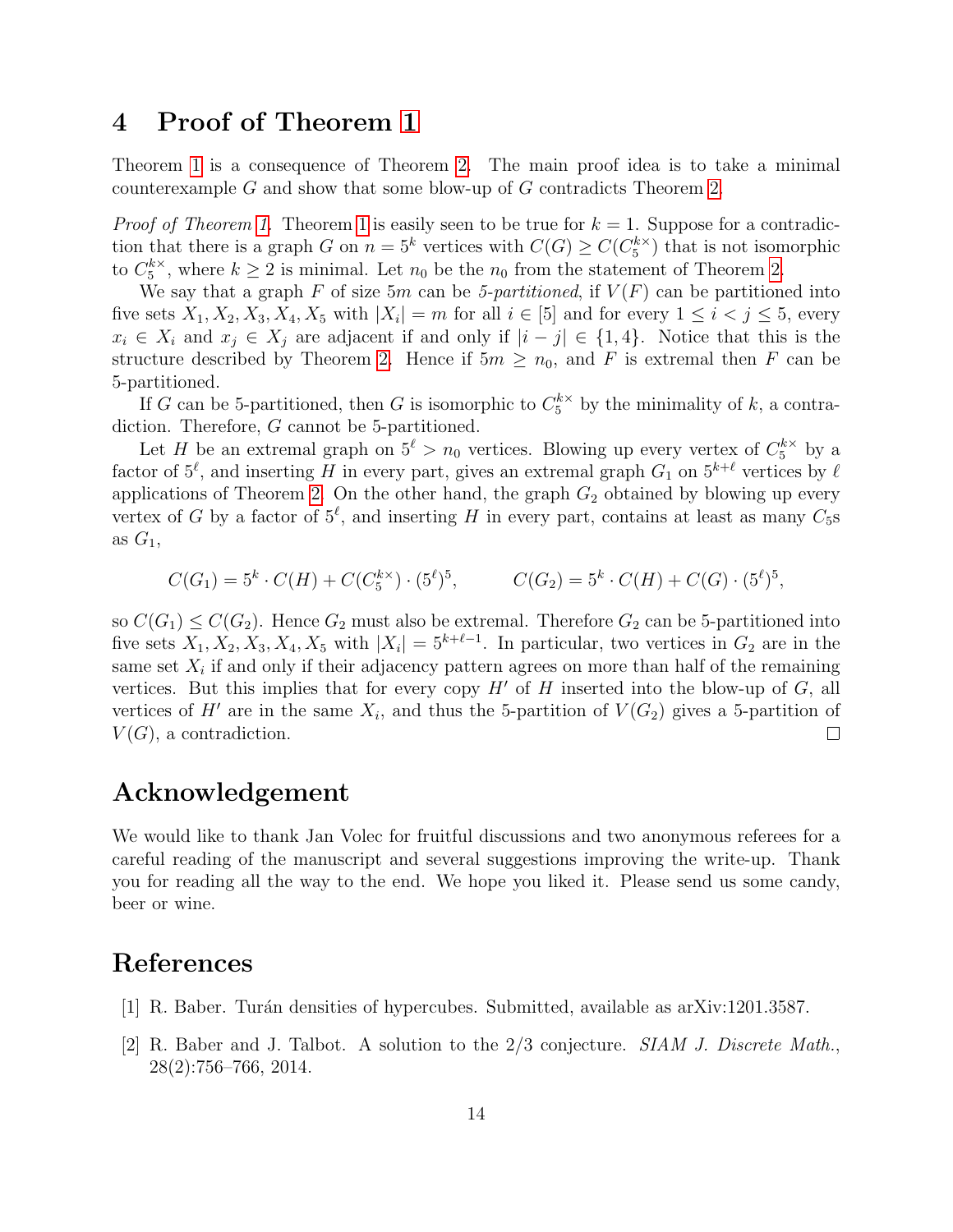# 4 Proof of Theorem 1

Theorem 1 is a consequence of Theorem 2. The main proof idea is to take a minimal counterexample $G$ and show that some blow-up of $G$ contradicts Theorem 2.

*Proof of Theorem 1.* Theorem 1 is easily seen to be true for $k = 1$. Suppose for a contradiction that there is a graph $G$ on $n = 5^k$ vertices with $C(G) \geq C(C_5^{k\times})$ that is not isomorphic to $C_5^{k\times}$, where $k \geq 2$ is minimal. Let $n_0$ be the $n_0$ from the statement of Theorem 2.

We say that a graph $F$ of size $5m$ can be *5-partitioned*, if $V(F)$ can be partitioned into five sets $X_1, X_2, X_3, X_4, X_5$ with $|X_i| = m$ for all $i \in [5]$ and for every $1 \leq i < j \leq 5$, every $x_i \in X_i$ and $x_j \in X_j$ are adjacent if and only if $|i - j| \in \{1, 4\}$. Notice that this is the structure described by Theorem 2. Hence if $5m \geq n_0$, and $F$ is extremal then $F$ can be 5-partitioned.

If $G$ can be 5-partitioned, then $G$ is isomorphic to $C_5^{k\times}$ by the minimality of $k$, a contradiction. Therefore, $G$ cannot be 5-partitioned.

Let $H$ be an extremal graph on $5^\ell > n_0$ vertices. Blowing up every vertex of $C_5^{k\times}$ by a factor of $5^\ell$, and inserting $H$ in every part, gives an extremal graph $G_1$ on $5^{k+\ell}$ vertices by $\ell$ applications of Theorem 2. On the other hand, the graph $G_2$ obtained by blowing up every vertex of $G$ by a factor of $5^\ell$, and inserting $H$ in every part, contains at least as many $C_5$s as $G_1$,

$$C(G_1) = 5^k \cdot C(H) + C(C_5^{k\times}) \cdot (5^\ell)^5, \qquad C(G_2) = 5^k \cdot C(H) + C(G) \cdot (5^\ell)^5,$$

so $C(G_1) \leq C(G_2)$. Hence $G_2$ must also be extremal. Therefore $G_2$ can be 5-partitioned into five sets $X_1, X_2, X_3, X_4, X_5$ with $|X_i| = 5^{k+\ell-1}$. In particular, two vertices in $G_2$ are in the same set $X_i$ if and only if their adjacency pattern agrees on more than half of the remaining vertices. But this implies that for every copy $H'$ of $H$ inserted into the blow-up of $G$, all vertices of $H'$ are in the same $X_i$, and thus the 5-partition of $V(G_2)$ gives a 5-partition of $V(G)$, a contradiction. □

## Acknowledgement

We would like to thank Jan Volec for fruitful discussions and two anonymous referees for a careful reading of the manuscript and several suggestions improving the write-up. Thank you for reading all the way to the end. We hope you liked it. Please send us some candy, beer or wine.

## References

[1] R. Baber. Turán densities of hypercubes. Submitted, available as arXiv:1201.3587.

[2] R. Baber and J. Talbot. A solution to the 2/3 conjecture. *SIAM J. Discrete Math.*, 28(2):756–766, 2014.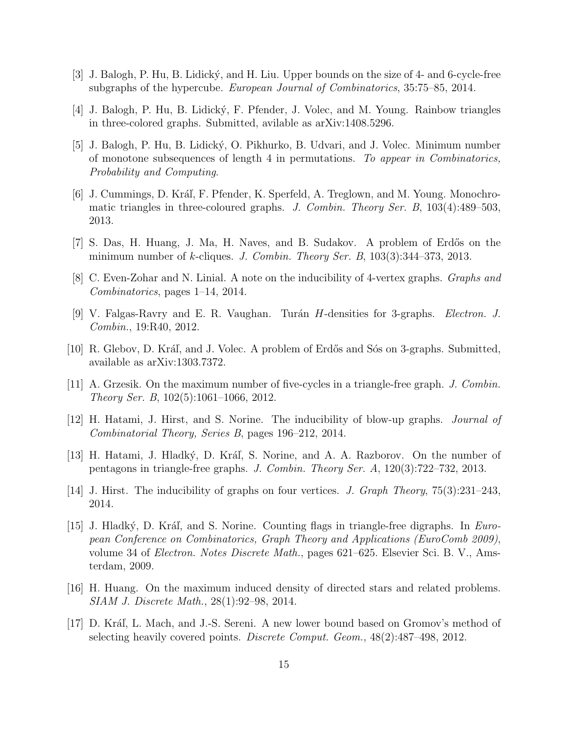[3] J. Balogh, P. Hu, B. Lidický, and H. Liu. Upper bounds on the size of 4- and 6-cycle-free subgraphs of the hypercube. *European Journal of Combinatorics*, 35:75–85, 2014.

[4] J. Balogh, P. Hu, B. Lidický, F. Pfender, J. Volec, and M. Young. Rainbow triangles in three-colored graphs. Submitted, avilable as arXiv:1408.5296.

[5] J. Balogh, P. Hu, B. Lidický, O. Pikhurko, B. Udvari, and J. Volec. Minimum number of monotone subsequences of length 4 in permutations. *To appear in Combinatorics, Probability and Computing*.

[6] J. Cummings, D. Kráľ, F. Pfender, K. Sperfeld, A. Treglown, and M. Young. Monochromatic triangles in three-coloured graphs. *J. Combin. Theory Ser. B*, 103(4):489–503, 2013.

[7] S. Das, H. Huang, J. Ma, H. Naves, and B. Sudakov. A problem of Erdős on the minimum number of $k$-cliques. *J. Combin. Theory Ser. B*, 103(3):344–373, 2013.

[8] C. Even-Zohar and N. Linial. A note on the inducibility of 4-vertex graphs. *Graphs and Combinatorics*, pages 1–14, 2014.

[9] V. Falgas-Ravry and E. R. Vaughan. Turán $H$-densities for 3-graphs. *Electron. J. Combin.*, 19:R40, 2012.

[10] R. Glebov, D. Kráľ, and J. Volec. A problem of Erdős and Sós on 3-graphs. Submitted, available as arXiv:1303.7372.

[11] A. Grzesik. On the maximum number of five-cycles in a triangle-free graph. *J. Combin. Theory Ser. B*, 102(5):1061–1066, 2012.

[12] H. Hatami, J. Hirst, and S. Norine. The inducibility of blow-up graphs. *Journal of Combinatorial Theory, Series B*, pages 196–212, 2014.

[13] H. Hatami, J. Hladký, D. Kráľ, S. Norine, and A. A. Razborov. On the number of pentagons in triangle-free graphs. *J. Combin. Theory Ser. A*, 120(3):722–732, 2013.

[14] J. Hirst. The inducibility of graphs on four vertices. *J. Graph Theory*, 75(3):231–243, 2014.

[15] J. Hladký, D. Kráľ, and S. Norine. Counting flags in triangle-free digraphs. In *European Conference on Combinatorics, Graph Theory and Applications (EuroComb 2009)*, volume 34 of *Electron. Notes Discrete Math.*, pages 621–625. Elsevier Sci. B. V., Amsterdam, 2009.

[16] H. Huang. On the maximum induced density of directed stars and related problems. *SIAM J. Discrete Math.*, 28(1):92–98, 2014.

[17] D. Kráľ, L. Mach, and J.-S. Sereni. A new lower bound based on Gromov's method of selecting heavily covered points. *Discrete Comput. Geom.*, 48(2):487–498, 2012.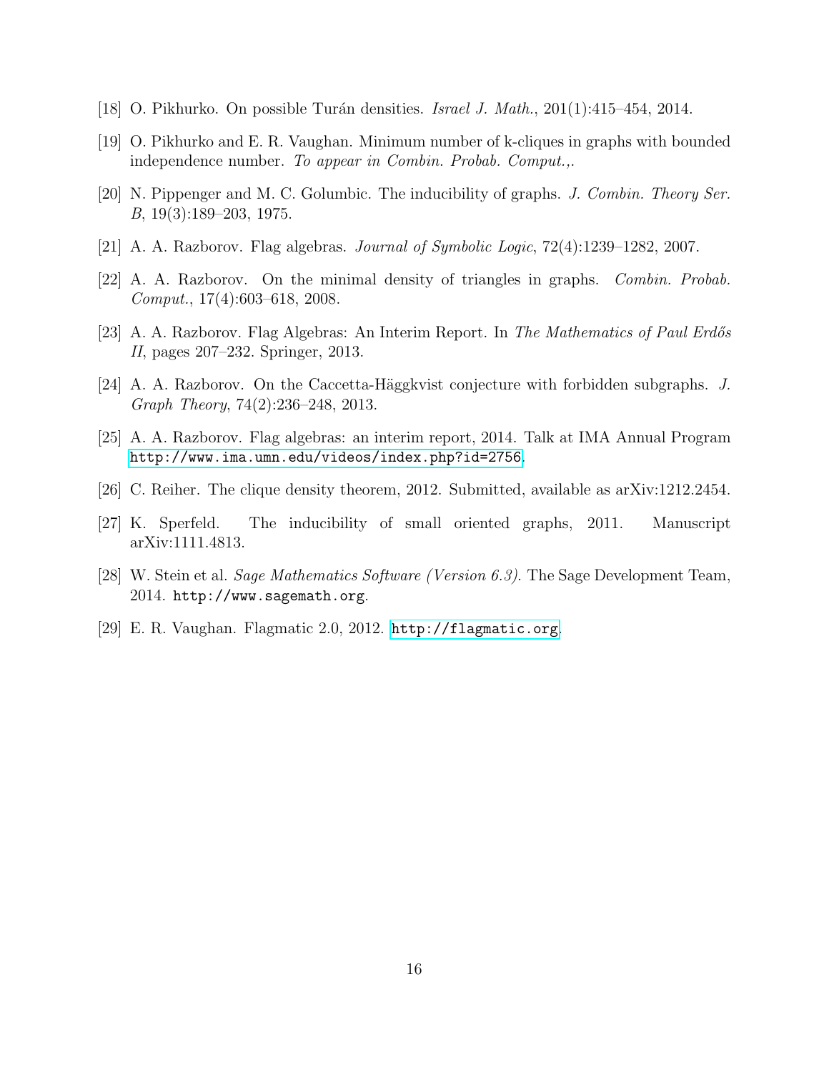[18] O. Pikhurko. On possible Turán densities. *Israel J. Math.*, 201(1):415–454, 2014.

[19] O. Pikhurko and E. R. Vaughan. Minimum number of k-cliques in graphs with bounded independence number. *To appear in Combin. Probab. Comput.,*.

[20] N. Pippenger and M. C. Golumbic. The inducibility of graphs. *J. Combin. Theory Ser. B*, 19(3):189–203, 1975.

[21] A. A. Razborov. Flag algebras. *Journal of Symbolic Logic*, 72(4):1239–1282, 2007.

[22] A. A. Razborov. On the minimal density of triangles in graphs. *Combin. Probab. Comput.*, 17(4):603–618, 2008.

[23] A. A. Razborov. Flag Algebras: An Interim Report. In *The Mathematics of Paul Erdős II*, pages 207–232. Springer, 2013.

[24] A. A. Razborov. On the Caccetta-Häggkvist conjecture with forbidden subgraphs. *J. Graph Theory*, 74(2):236–248, 2013.

[25] A. A. Razborov. Flag algebras: an interim report, 2014. Talk at IMA Annual Program http://www.ima.umn.edu/videos/index.php?id=2756.

[26] C. Reiher. The clique density theorem, 2012. Submitted, available as arXiv:1212.2454.

[27] K. Sperfeld. The inducibility of small oriented graphs, 2011. Manuscript arXiv:1111.4813.

[28] W. Stein et al. *Sage Mathematics Software (Version 6.3).* The Sage Development Team, 2014. http://www.sagemath.org.

[29] E. R. Vaughan. Flagmatic 2.0, 2012. http://flagmatic.org.